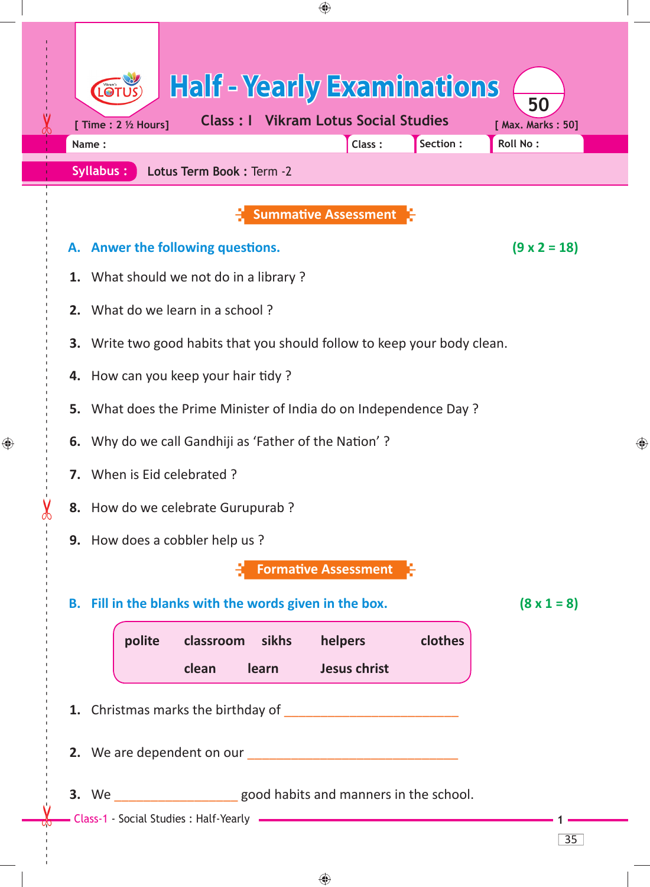# Half - Yearly Examinations

**50**

[ Time : 2 ½ Hours] **Class : I Vikram Lotus Social Studies** [ Max. Marks : 50]

Name : | Class : | Section : | Roll No :

**Syllabus :** **Lotus Term Book :** Term -2

## Summative Assessment

**A. Anwer the following questions.** **(9 x 2 = 18)**

1. What should we not do in a library ?
2. What do we learn in a school ?
3. Write two good habits that you should follow to keep your body clean.
4. How can you keep your hair tidy ?
5. What does the Prime Minister of India do on Independence Day ?
6. Why do we call Gandhiji as 'Father of the Nation' ?
7. When is Eid celebrated ?
8. How do we celebrate Gurupurab ?
9. How does a cobbler help us ?

## Formative Assessment

**B. Fill in the blanks with the words given in the box.** **(8 x 1 = 8)**

| polite | classroom | sikhs | helpers | clothes |
|---|---|---|---|---|
| | clean | learn | Jesus christ | |

1. Christmas marks the birthday of ___________________________
2. We are dependent on our ________________________________
3. We __________________ good habits and manners in the school.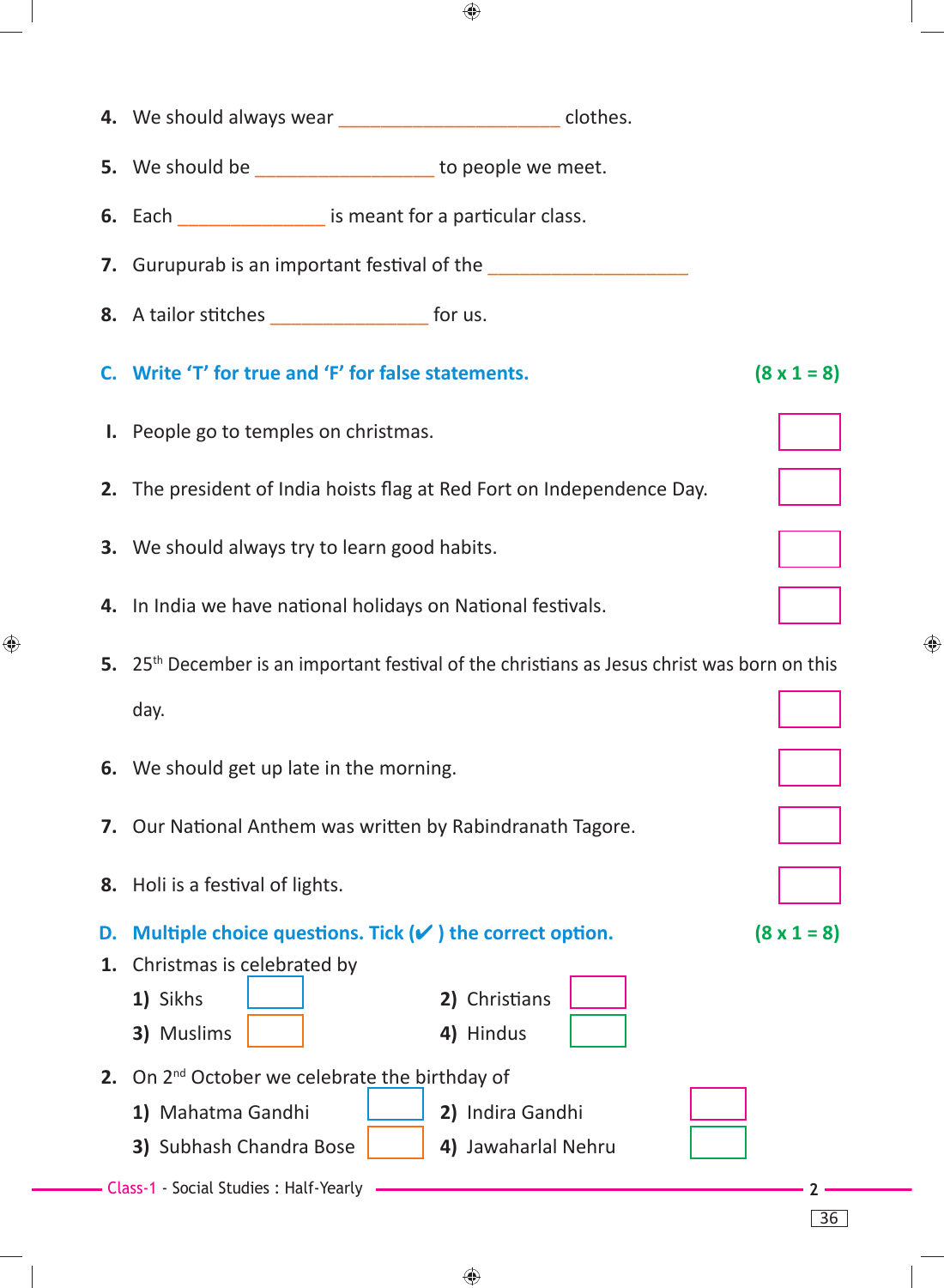4. We should always wear ______________________ clothes.

5. We should be __________________ to people we meet.

6. Each _______________ is meant for a particular class.

7. Gurupurab is an important festival of the ____________________

8. A tailor stitches ________________ for us.

**C. Write 'T' for true and 'F' for false statements.** **(8 x 1 = 8)**

1. People go to temples on christmas. ☐

2. The president of India hoists flag at Red Fort on Independence Day. ☐

3. We should always try to learn good habits. ☐

4. In India we have national holidays on National festivals. ☐

5. 25th December is an important festival of the christians as Jesus christ was born on this day. ☐

6. We should get up late in the morning. ☐

7. Our National Anthem was written by Rabindranath Tagore. ☐

8. Holi is a festival of lights. ☐

**D. Multiple choice questions. Tick (✔) the correct option.** **(8 x 1 = 8)**

1. Christmas is celebrated by
   1) Sikhs ☐  2) Christians ☐
   3) Muslims ☐  4) Hindus ☐

2. On 2nd October we celebrate the birthday of
   1) Mahatma Gandhi ☐  2) Indira Gandhi ☐
   3) Subhash Chandra Bose ☐  4) Jawaharlal Nehru ☐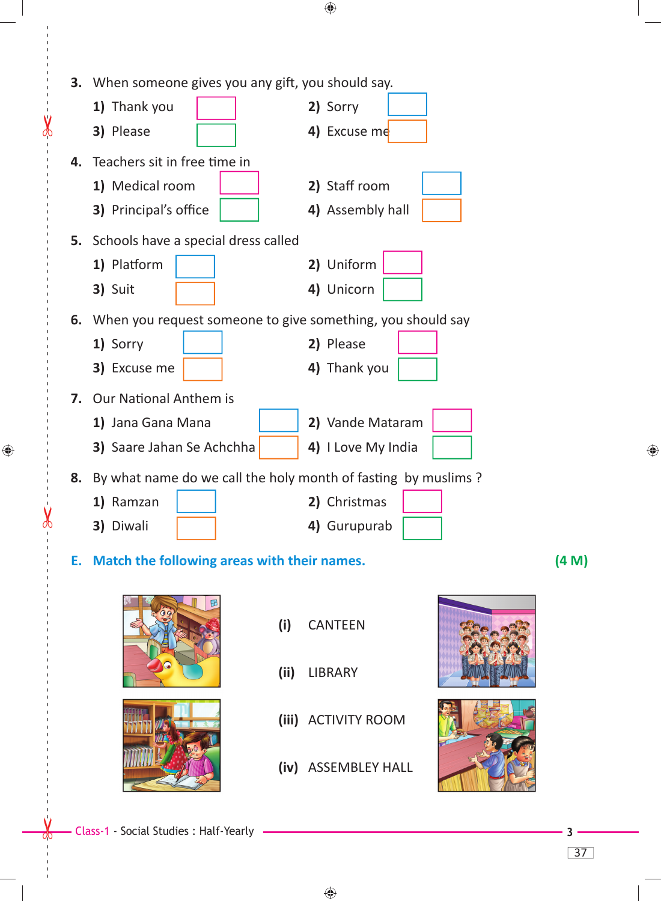3. When someone gives you any gift, you should say.

   1) Thank you ☐ 2) Sorry ☐

   3) Please ☐ 4) Excuse me ☐

4. Teachers sit in free time in

   1) Medical room ☐ 2) Staff room ☐

   3) Principal's office ☐ 4) Assembly hall ☐

5. Schools have a special dress called

   1) Platform ☐ 2) Uniform ☐

   3) Suit ☐ 4) Unicorn ☐

6. When you request someone to give something, you should say

   1) Sorry ☐ 2) Please ☐

   3) Excuse me ☐ 4) Thank you ☐

7. Our National Anthem is

   1) Jana Gana Mana ☐ 2) Vande Mataram ☐

   3) Saare Jahan Se Achchha ☐ 4) I Love My India ☐

8. By what name do we call the holy month of fasting by muslims ?

   1) Ramzan ☐ 2) Christmas ☐

   3) Diwali ☐ 4) Gurupurab ☐

**E. Match the following areas with their names.** **(4 M)**

**(i)** CANTEEN

**(ii)** LIBRARY

**(iii)** ACTIVITY ROOM

**(iv)** ASSEMBLEY HALL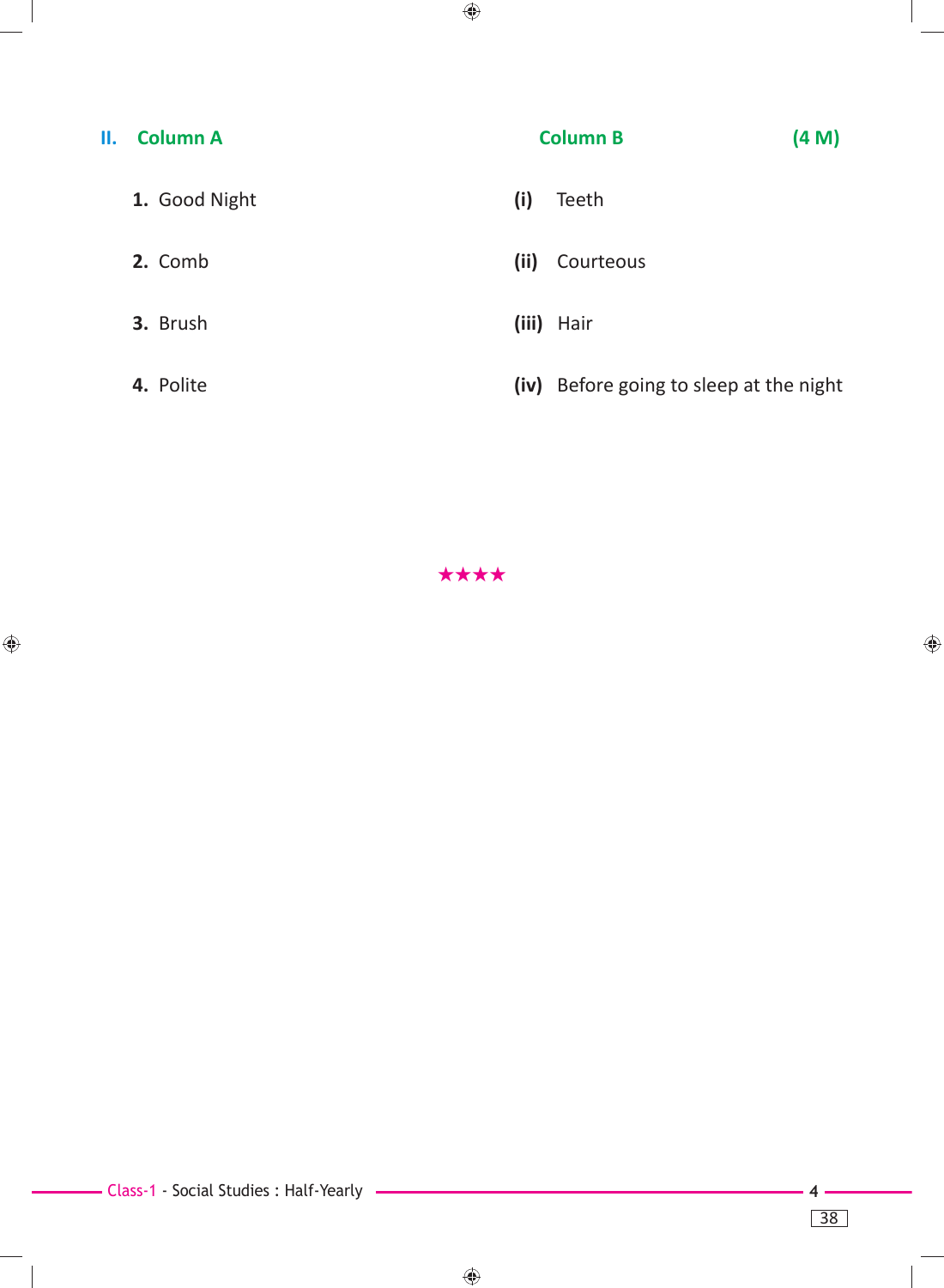II. **Column A** | **Column B** | **(4 M)**

| Column A | Column B |
|---|---|
| 1. Good Night | (i) Teeth |
| 2. Comb | (ii) Courteous |
| 3. Brush | (iii) Hair |
| 4. Polite | (iv) Before going to sleep at the night |

★★★★